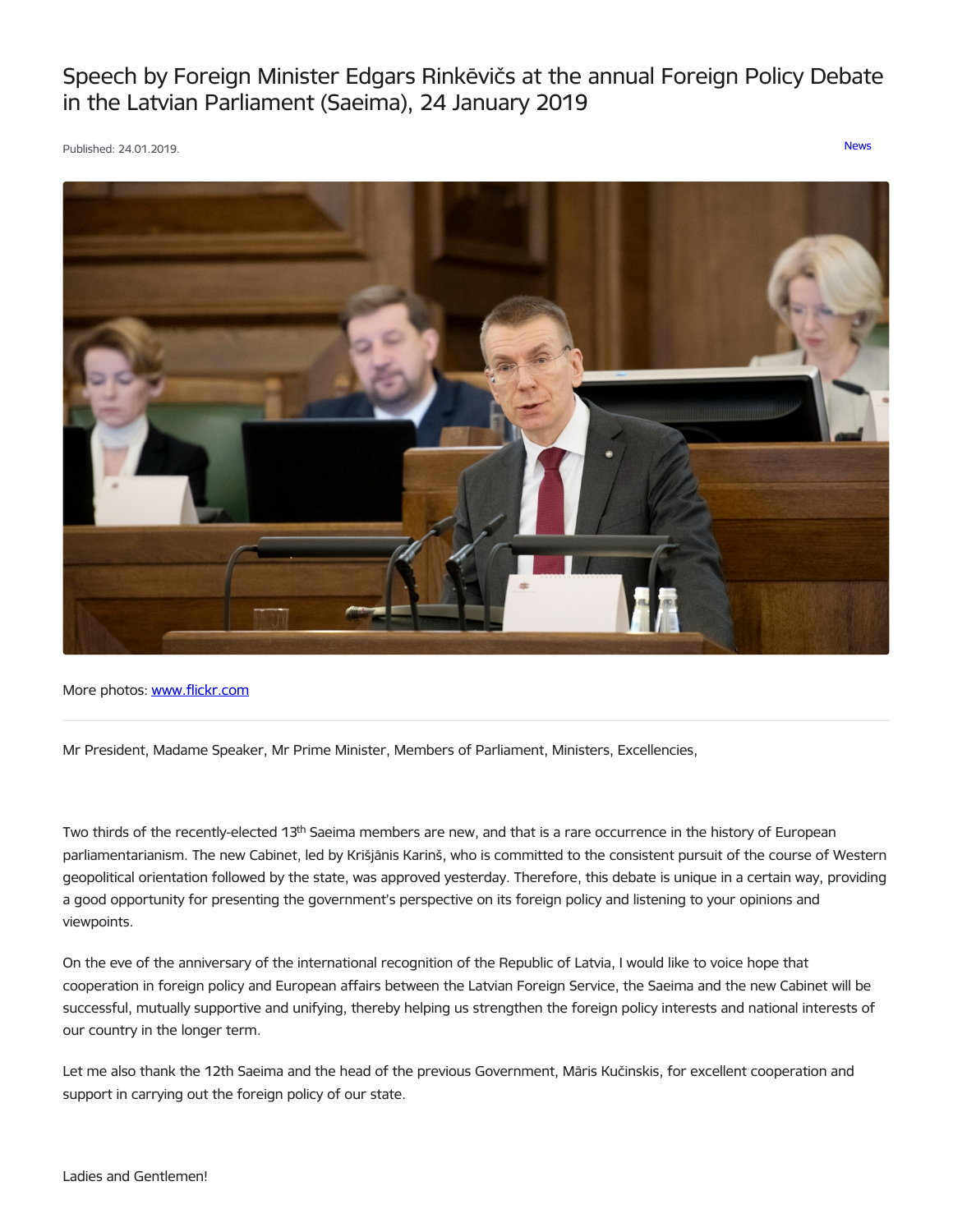# Speech by Foreign Minister Edgars Rinkēvičs at the annual Foreign Policy Debate in the Latvian Parliament (Saeima), 24 January 2019

Published: 24.01.2019.

News

More photos: [www.flickr.com](www.flickr.com)

---

Mr President, Madame Speaker, Mr Prime Minister, Members of Parliament, Ministers, Excellencies,

Two thirds of the recently-elected 13th Saeima members are new, and that is a rare occurrence in the history of European parliamentarianism. The new Cabinet, led by Krišjānis Karinš, who is committed to the consistent pursuit of the course of Western geopolitical orientation followed by the state, was approved yesterday. Therefore, this debate is unique in a certain way, providing a good opportunity for presenting the government's perspective on its foreign policy and listening to your opinions and viewpoints.

On the eve of the anniversary of the international recognition of the Republic of Latvia, I would like to voice hope that cooperation in foreign policy and European affairs between the Latvian Foreign Service, the Saeima and the new Cabinet will be successful, mutually supportive and unifying, thereby helping us strengthen the foreign policy interests and national interests of our country in the longer term.

Let me also thank the 12th Saeima and the head of the previous Government, Māris Kučinskis, for excellent cooperation and support in carrying out the foreign policy of our state.

Ladies and Gentlemen!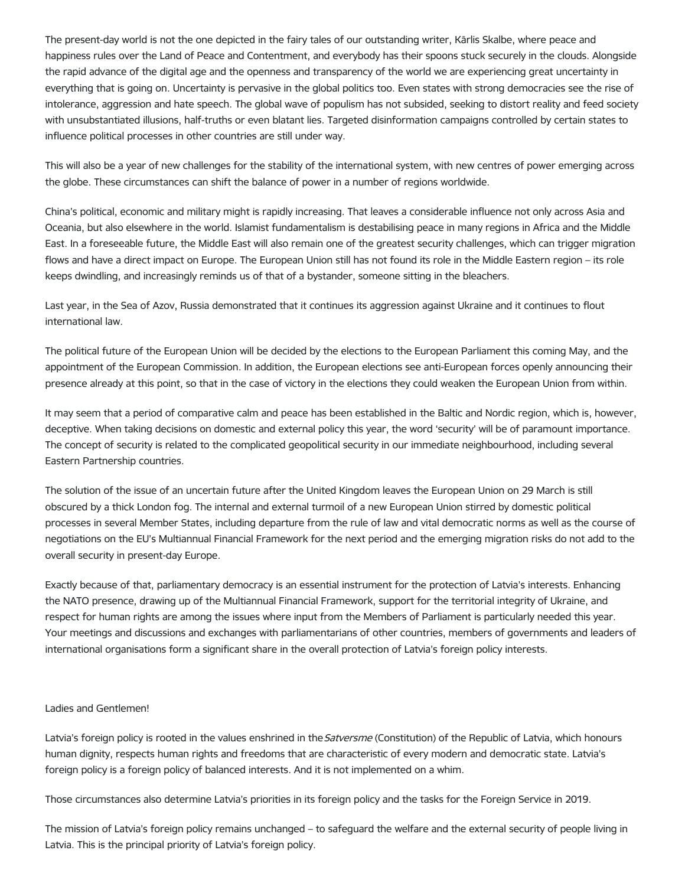The present-day world is not the one depicted in the fairy tales of our outstanding writer, Kārlis Skalbe, where peace and happiness rules over the Land of Peace and Contentment, and everybody has their spoons stuck securely in the clouds. Alongside the rapid advance of the digital age and the openness and transparency of the world we are experiencing great uncertainty in everything that is going on. Uncertainty is pervasive in the global politics too. Even states with strong democracies see the rise of intolerance, aggression and hate speech. The global wave of populism has not subsided, seeking to distort reality and feed society with unsubstantiated illusions, half-truths or even blatant lies. Targeted disinformation campaigns controlled by certain states to influence political processes in other countries are still under way.

This will also be a year of new challenges for the stability of the international system, with new centres of power emerging across the globe. These circumstances can shift the balance of power in a number of regions worldwide.

China's political, economic and military might is rapidly increasing. That leaves a considerable influence not only across Asia and Oceania, but also elsewhere in the world. Islamist fundamentalism is destabilising peace in many regions in Africa and the Middle East. In a foreseeable future, the Middle East will also remain one of the greatest security challenges, which can trigger migration flows and have a direct impact on Europe. The European Union still has not found its role in the Middle Eastern region – its role keeps dwindling, and increasingly reminds us of that of a bystander, someone sitting in the bleachers.

Last year, in the Sea of Azov, Russia demonstrated that it continues its aggression against Ukraine and it continues to flout international law.

The political future of the European Union will be decided by the elections to the European Parliament this coming May, and the appointment of the European Commission. In addition, the European elections see anti-European forces openly announcing their presence already at this point, so that in the case of victory in the elections they could weaken the European Union from within.

It may seem that a period of comparative calm and peace has been established in the Baltic and Nordic region, which is, however, deceptive. When taking decisions on domestic and external policy this year, the word 'security' will be of paramount importance. The concept of security is related to the complicated geopolitical security in our immediate neighbourhood, including several Eastern Partnership countries.

The solution of the issue of an uncertain future after the United Kingdom leaves the European Union on 29 March is still obscured by a thick London fog. The internal and external turmoil of a new European Union stirred by domestic political processes in several Member States, including departure from the rule of law and vital democratic norms as well as the course of negotiations on the EU's Multiannual Financial Framework for the next period and the emerging migration risks do not add to the overall security in present-day Europe.

Exactly because of that, parliamentary democracy is an essential instrument for the protection of Latvia's interests. Enhancing the NATO presence, drawing up of the Multiannual Financial Framework, support for the territorial integrity of Ukraine, and respect for human rights are among the issues where input from the Members of Parliament is particularly needed this year. Your meetings and discussions and exchanges with parliamentarians of other countries, members of governments and leaders of international organisations form a significant share in the overall protection of Latvia's foreign policy interests.

Ladies and Gentlemen!

Latvia's foreign policy is rooted in the values enshrined in the *Satversme* (Constitution) of the Republic of Latvia, which honours human dignity, respects human rights and freedoms that are characteristic of every modern and democratic state. Latvia's foreign policy is a foreign policy of balanced interests. And it is not implemented on a whim.

Those circumstances also determine Latvia's priorities in its foreign policy and the tasks for the Foreign Service in 2019.

The mission of Latvia's foreign policy remains unchanged – to safeguard the welfare and the external security of people living in Latvia. This is the principal priority of Latvia's foreign policy.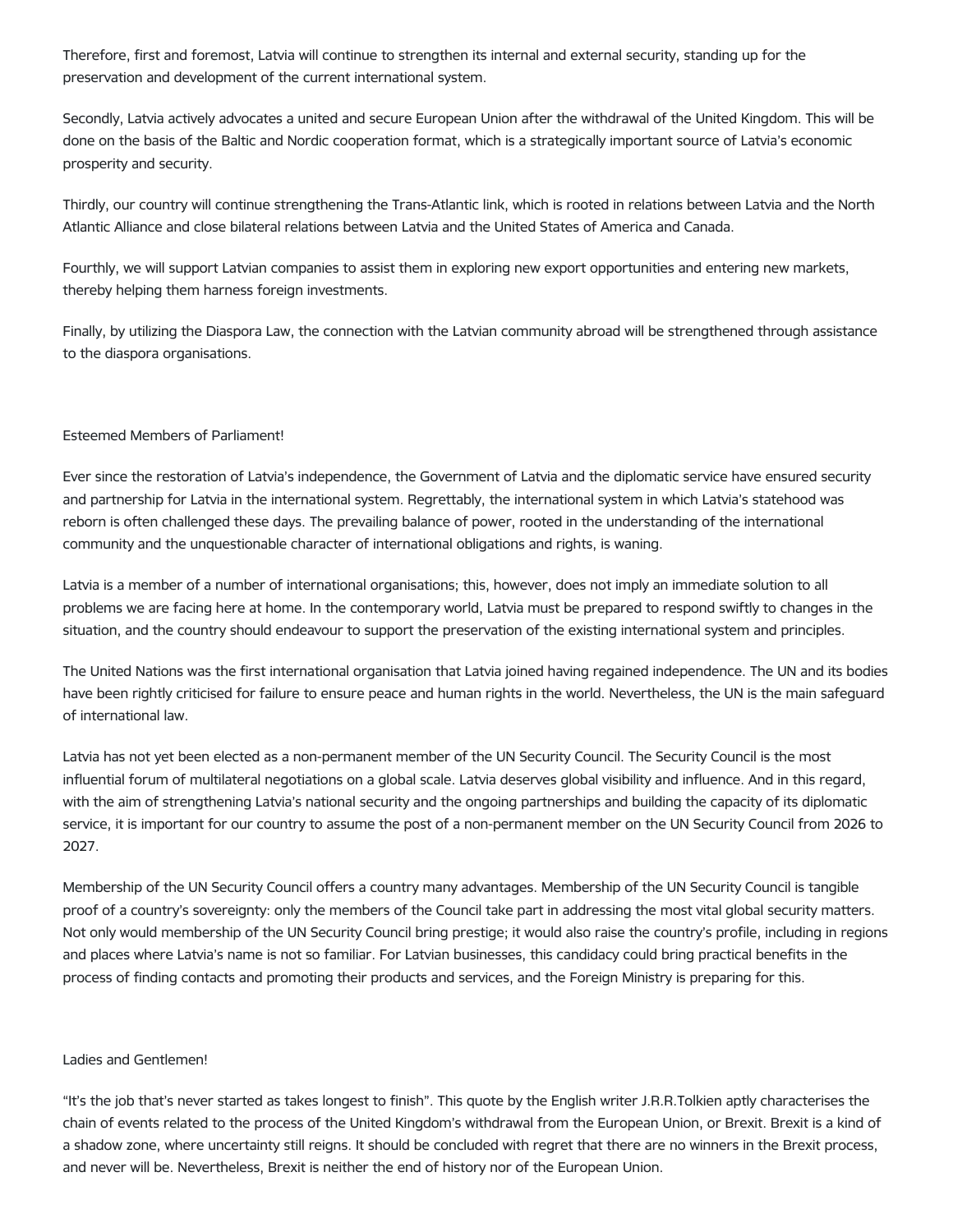Therefore, first and foremost, Latvia will continue to strengthen its internal and external security, standing up for the preservation and development of the current international system.

Secondly, Latvia actively advocates a united and secure European Union after the withdrawal of the United Kingdom. This will be done on the basis of the Baltic and Nordic cooperation format, which is a strategically important source of Latvia's economic prosperity and security.

Thirdly, our country will continue strengthening the Trans-Atlantic link, which is rooted in relations between Latvia and the North Atlantic Alliance and close bilateral relations between Latvia and the United States of America and Canada.

Fourthly, we will support Latvian companies to assist them in exploring new export opportunities and entering new markets, thereby helping them harness foreign investments.

Finally, by utilizing the Diaspora Law, the connection with the Latvian community abroad will be strengthened through assistance to the diaspora organisations.

Esteemed Members of Parliament!

Ever since the restoration of Latvia's independence, the Government of Latvia and the diplomatic service have ensured security and partnership for Latvia in the international system. Regrettably, the international system in which Latvia's statehood was reborn is often challenged these days. The prevailing balance of power, rooted in the understanding of the international community and the unquestionable character of international obligations and rights, is waning.

Latvia is a member of a number of international organisations; this, however, does not imply an immediate solution to all problems we are facing here at home. In the contemporary world, Latvia must be prepared to respond swiftly to changes in the situation, and the country should endeavour to support the preservation of the existing international system and principles.

The United Nations was the first international organisation that Latvia joined having regained independence. The UN and its bodies have been rightly criticised for failure to ensure peace and human rights in the world. Nevertheless, the UN is the main safeguard of international law.

Latvia has not yet been elected as a non-permanent member of the UN Security Council. The Security Council is the most influential forum of multilateral negotiations on a global scale. Latvia deserves global visibility and influence. And in this regard, with the aim of strengthening Latvia's national security and the ongoing partnerships and building the capacity of its diplomatic service, it is important for our country to assume the post of a non-permanent member on the UN Security Council from 2026 to 2027.

Membership of the UN Security Council offers a country many advantages. Membership of the UN Security Council is tangible proof of a country's sovereignty: only the members of the Council take part in addressing the most vital global security matters. Not only would membership of the UN Security Council bring prestige; it would also raise the country's profile, including in regions and places where Latvia's name is not so familiar. For Latvian businesses, this candidacy could bring practical benefits in the process of finding contacts and promoting their products and services, and the Foreign Ministry is preparing for this.

Ladies and Gentlemen!

"It's the job that's never started as takes longest to finish". This quote by the English writer J.R.R.Tolkien aptly characterises the chain of events related to the process of the United Kingdom's withdrawal from the European Union, or Brexit. Brexit is a kind of a shadow zone, where uncertainty still reigns. It should be concluded with regret that there are no winners in the Brexit process, and never will be. Nevertheless, Brexit is neither the end of history nor of the European Union.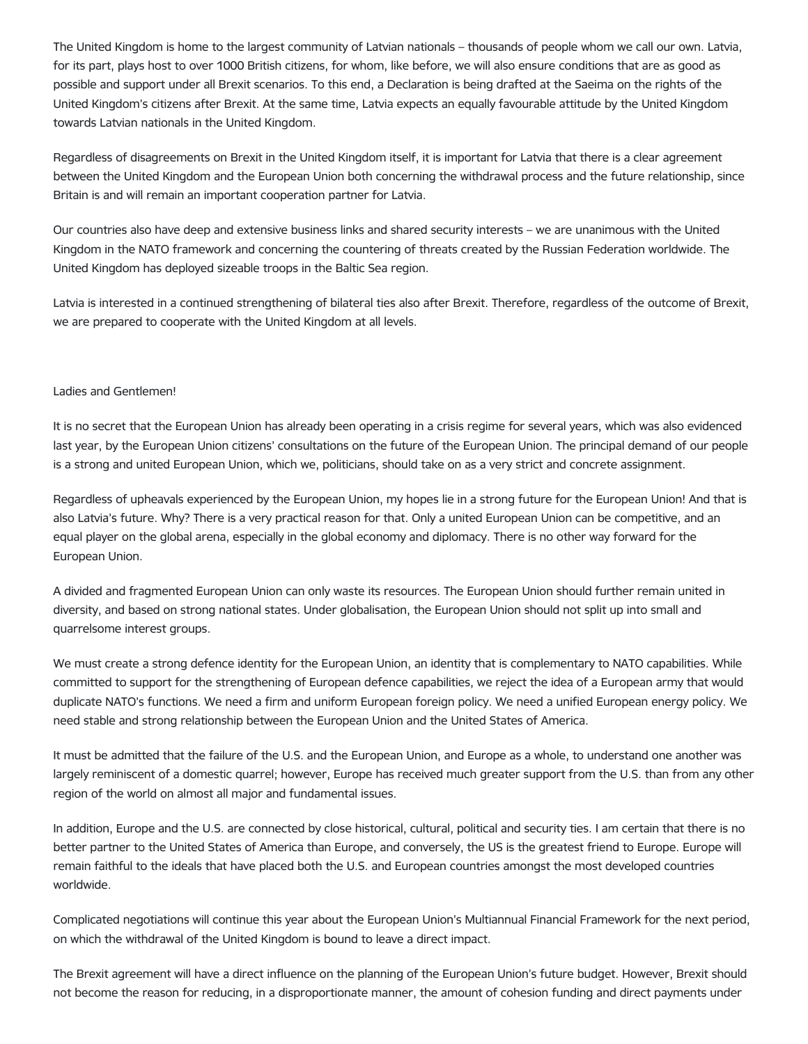The United Kingdom is home to the largest community of Latvian nationals – thousands of people whom we call our own. Latvia, for its part, plays host to over 1000 British citizens, for whom, like before, we will also ensure conditions that are as good as possible and support under all Brexit scenarios. To this end, a Declaration is being drafted at the Saeima on the rights of the United Kingdom's citizens after Brexit. At the same time, Latvia expects an equally favourable attitude by the United Kingdom towards Latvian nationals in the United Kingdom.

Regardless of disagreements on Brexit in the United Kingdom itself, it is important for Latvia that there is a clear agreement between the United Kingdom and the European Union both concerning the withdrawal process and the future relationship, since Britain is and will remain an important cooperation partner for Latvia.

Our countries also have deep and extensive business links and shared security interests – we are unanimous with the United Kingdom in the NATO framework and concerning the countering of threats created by the Russian Federation worldwide. The United Kingdom has deployed sizeable troops in the Baltic Sea region.

Latvia is interested in a continued strengthening of bilateral ties also after Brexit. Therefore, regardless of the outcome of Brexit, we are prepared to cooperate with the United Kingdom at all levels.

Ladies and Gentlemen!

It is no secret that the European Union has already been operating in a crisis regime for several years, which was also evidenced last year, by the European Union citizens' consultations on the future of the European Union. The principal demand of our people is a strong and united European Union, which we, politicians, should take on as a very strict and concrete assignment.

Regardless of upheavals experienced by the European Union, my hopes lie in a strong future for the European Union! And that is also Latvia's future. Why? There is a very practical reason for that. Only a united European Union can be competitive, and an equal player on the global arena, especially in the global economy and diplomacy. There is no other way forward for the European Union.

A divided and fragmented European Union can only waste its resources. The European Union should further remain united in diversity, and based on strong national states. Under globalisation, the European Union should not split up into small and quarrelsome interest groups.

We must create a strong defence identity for the European Union, an identity that is complementary to NATO capabilities. While committed to support for the strengthening of European defence capabilities, we reject the idea of a European army that would duplicate NATO's functions. We need a firm and uniform European foreign policy. We need a unified European energy policy. We need stable and strong relationship between the European Union and the United States of America.

It must be admitted that the failure of the U.S. and the European Union, and Europe as a whole, to understand one another was largely reminiscent of a domestic quarrel; however, Europe has received much greater support from the U.S. than from any other region of the world on almost all major and fundamental issues.

In addition, Europe and the U.S. are connected by close historical, cultural, political and security ties. I am certain that there is no better partner to the United States of America than Europe, and conversely, the US is the greatest friend to Europe. Europe will remain faithful to the ideals that have placed both the U.S. and European countries amongst the most developed countries worldwide.

Complicated negotiations will continue this year about the European Union's Multiannual Financial Framework for the next period, on which the withdrawal of the United Kingdom is bound to leave a direct impact.

The Brexit agreement will have a direct influence on the planning of the European Union's future budget. However, Brexit should not become the reason for reducing, in a disproportionate manner, the amount of cohesion funding and direct payments under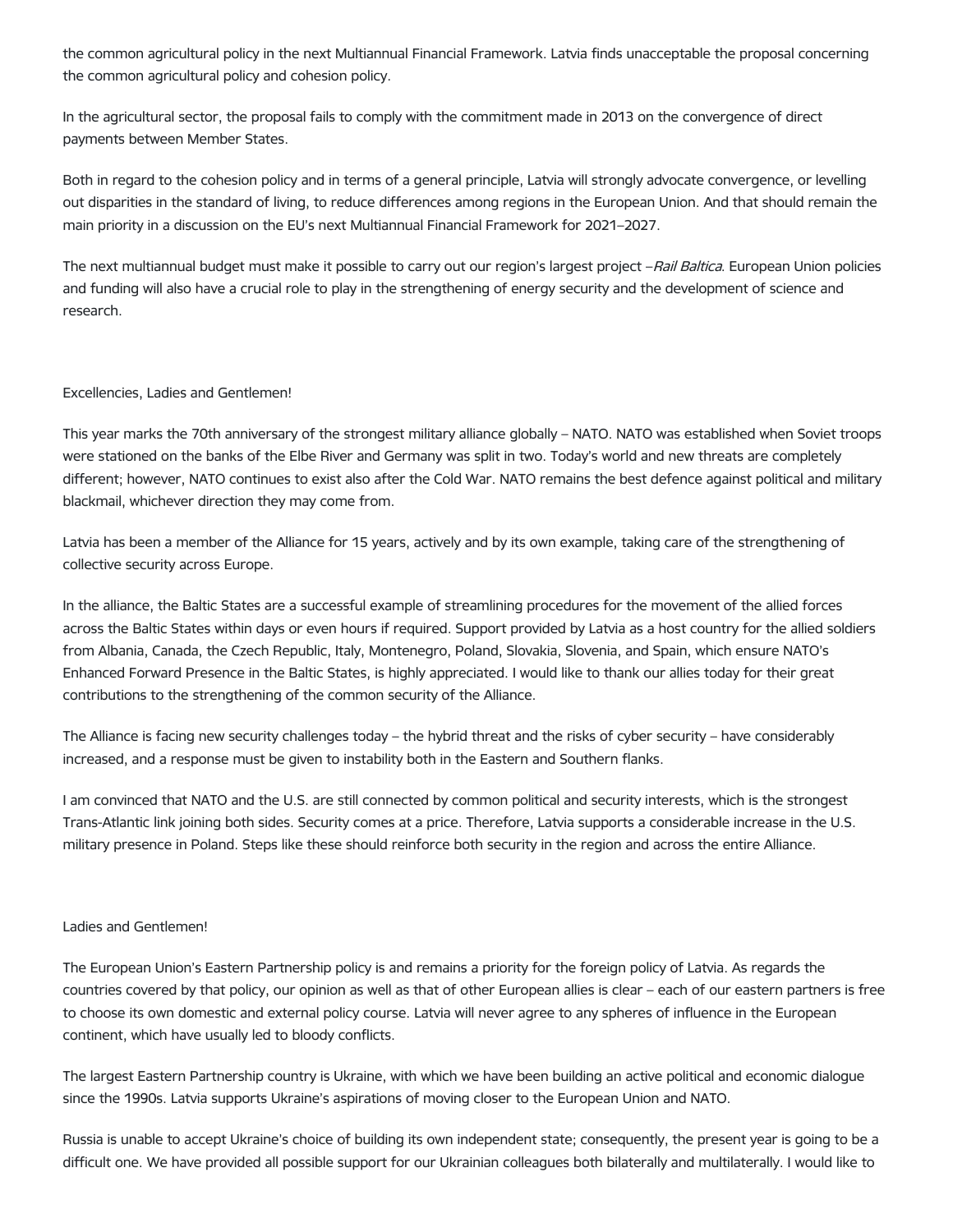the common agricultural policy in the next Multiannual Financial Framework. Latvia finds unacceptable the proposal concerning the common agricultural policy and cohesion policy.

In the agricultural sector, the proposal fails to comply with the commitment made in 2013 on the convergence of direct payments between Member States.

Both in regard to the cohesion policy and in terms of a general principle, Latvia will strongly advocate convergence, or levelling out disparities in the standard of living, to reduce differences among regions in the European Union. And that should remain the main priority in a discussion on the EU's next Multiannual Financial Framework for 2021–2027.

The next multiannual budget must make it possible to carry out our region's largest project –*Rail Baltica*. European Union policies and funding will also have a crucial role to play in the strengthening of energy security and the development of science and research.

Excellencies, Ladies and Gentlemen!

This year marks the 70th anniversary of the strongest military alliance globally – NATO. NATO was established when Soviet troops were stationed on the banks of the Elbe River and Germany was split in two. Today's world and new threats are completely different; however, NATO continues to exist also after the Cold War. NATO remains the best defence against political and military blackmail, whichever direction they may come from.

Latvia has been a member of the Alliance for 15 years, actively and by its own example, taking care of the strengthening of collective security across Europe.

In the alliance, the Baltic States are a successful example of streamlining procedures for the movement of the allied forces across the Baltic States within days or even hours if required. Support provided by Latvia as a host country for the allied soldiers from Albania, Canada, the Czech Republic, Italy, Montenegro, Poland, Slovakia, Slovenia, and Spain, which ensure NATO's Enhanced Forward Presence in the Baltic States, is highly appreciated. I would like to thank our allies today for their great contributions to the strengthening of the common security of the Alliance.

The Alliance is facing new security challenges today – the hybrid threat and the risks of cyber security – have considerably increased, and a response must be given to instability both in the Eastern and Southern flanks.

I am convinced that NATO and the U.S. are still connected by common political and security interests, which is the strongest Trans-Atlantic link joining both sides. Security comes at a price. Therefore, Latvia supports a considerable increase in the U.S. military presence in Poland. Steps like these should reinforce both security in the region and across the entire Alliance.

Ladies and Gentlemen!

The European Union's Eastern Partnership policy is and remains a priority for the foreign policy of Latvia. As regards the countries covered by that policy, our opinion as well as that of other European allies is clear – each of our eastern partners is free to choose its own domestic and external policy course. Latvia will never agree to any spheres of influence in the European continent, which have usually led to bloody conflicts.

The largest Eastern Partnership country is Ukraine, with which we have been building an active political and economic dialogue since the 1990s. Latvia supports Ukraine's aspirations of moving closer to the European Union and NATO.

Russia is unable to accept Ukraine's choice of building its own independent state; consequently, the present year is going to be a difficult one. We have provided all possible support for our Ukrainian colleagues both bilaterally and multilaterally. I would like to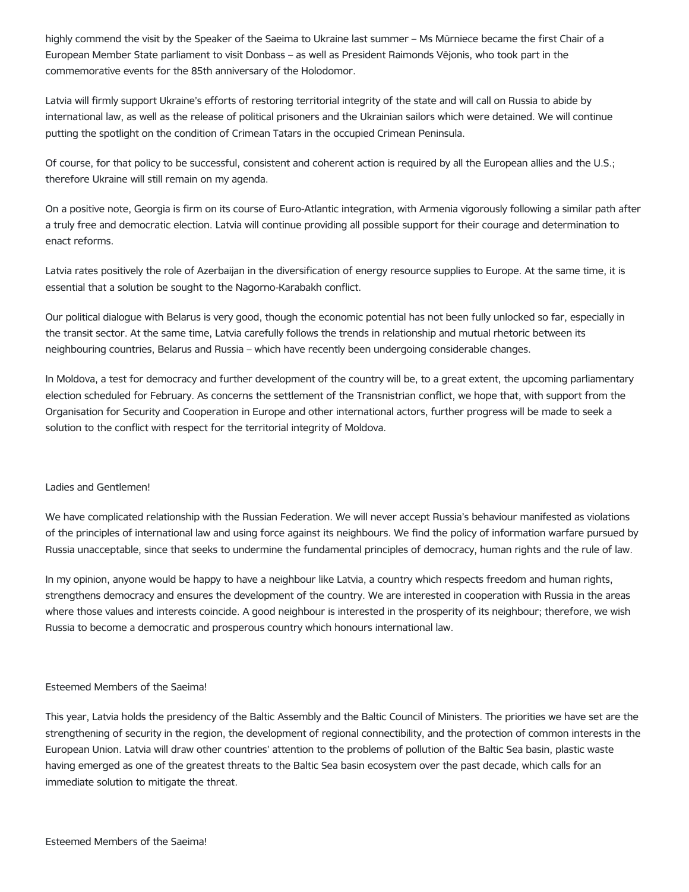highly commend the visit by the Speaker of the Saeima to Ukraine last summer – Ms Mūrniece became the first Chair of a European Member State parliament to visit Donbass – as well as President Raimonds Vējonis, who took part in the commemorative events for the 85th anniversary of the Holodomor.

Latvia will firmly support Ukraine's efforts of restoring territorial integrity of the state and will call on Russia to abide by international law, as well as the release of political prisoners and the Ukrainian sailors which were detained. We will continue putting the spotlight on the condition of Crimean Tatars in the occupied Crimean Peninsula.

Of course, for that policy to be successful, consistent and coherent action is required by all the European allies and the U.S.; therefore Ukraine will still remain on my agenda.

On a positive note, Georgia is firm on its course of Euro-Atlantic integration, with Armenia vigorously following a similar path after a truly free and democratic election. Latvia will continue providing all possible support for their courage and determination to enact reforms.

Latvia rates positively the role of Azerbaijan in the diversification of energy resource supplies to Europe. At the same time, it is essential that a solution be sought to the Nagorno-Karabakh conflict.

Our political dialogue with Belarus is very good, though the economic potential has not been fully unlocked so far, especially in the transit sector. At the same time, Latvia carefully follows the trends in relationship and mutual rhetoric between its neighbouring countries, Belarus and Russia – which have recently been undergoing considerable changes.

In Moldova, a test for democracy and further development of the country will be, to a great extent, the upcoming parliamentary election scheduled for February. As concerns the settlement of the Transnistrian conflict, we hope that, with support from the Organisation for Security and Cooperation in Europe and other international actors, further progress will be made to seek a solution to the conflict with respect for the territorial integrity of Moldova.

Ladies and Gentlemen!

We have complicated relationship with the Russian Federation. We will never accept Russia's behaviour manifested as violations of the principles of international law and using force against its neighbours. We find the policy of information warfare pursued by Russia unacceptable, since that seeks to undermine the fundamental principles of democracy, human rights and the rule of law.

In my opinion, anyone would be happy to have a neighbour like Latvia, a country which respects freedom and human rights, strengthens democracy and ensures the development of the country. We are interested in cooperation with Russia in the areas where those values and interests coincide. A good neighbour is interested in the prosperity of its neighbour; therefore, we wish Russia to become a democratic and prosperous country which honours international law.

Esteemed Members of the Saeima!

This year, Latvia holds the presidency of the Baltic Assembly and the Baltic Council of Ministers. The priorities we have set are the strengthening of security in the region, the development of regional connectibility, and the protection of common interests in the European Union. Latvia will draw other countries' attention to the problems of pollution of the Baltic Sea basin, plastic waste having emerged as one of the greatest threats to the Baltic Sea basin ecosystem over the past decade, which calls for an immediate solution to mitigate the threat.

Esteemed Members of the Saeima!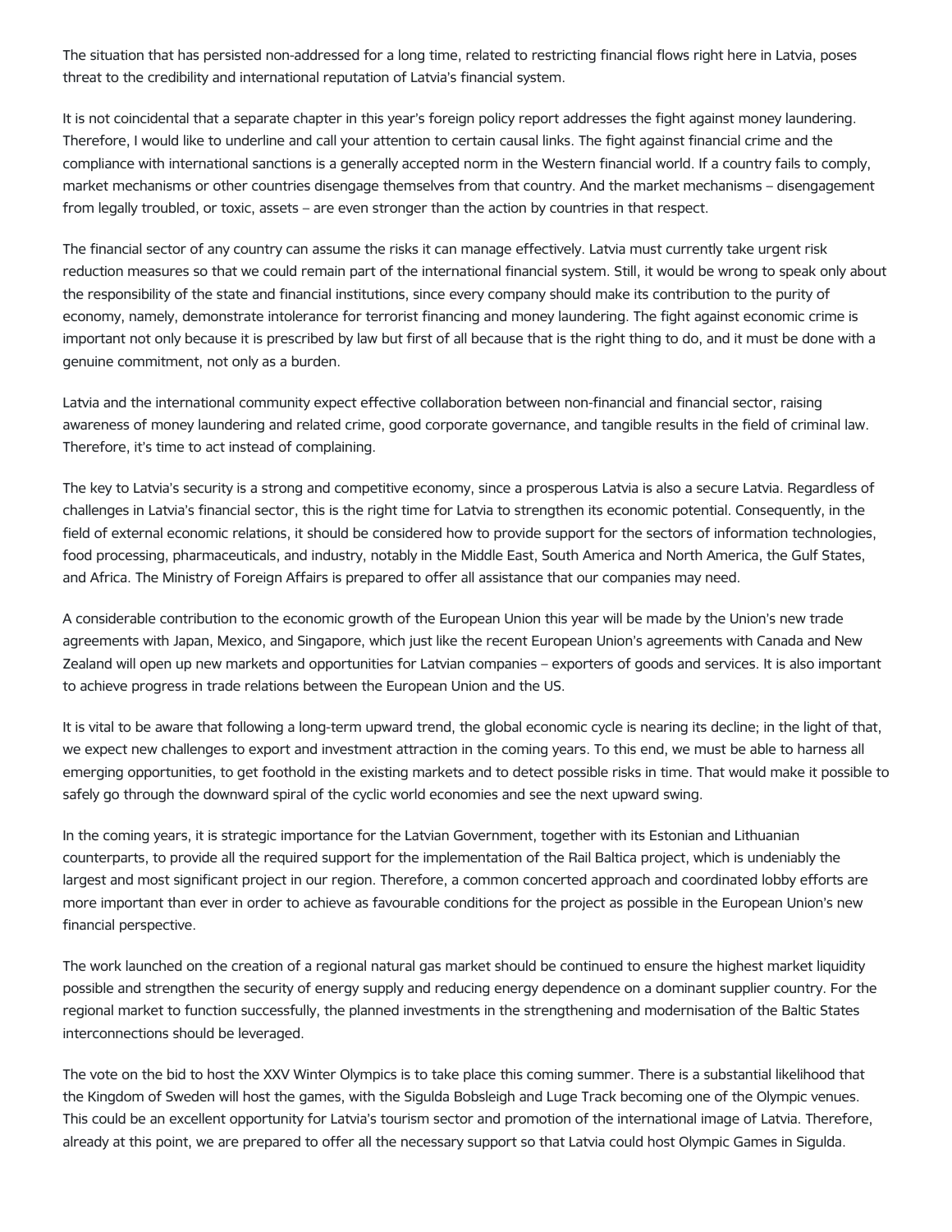The situation that has persisted non-addressed for a long time, related to restricting financial flows right here in Latvia, poses threat to the credibility and international reputation of Latvia's financial system.

It is not coincidental that a separate chapter in this year's foreign policy report addresses the fight against money laundering. Therefore, I would like to underline and call your attention to certain causal links. The fight against financial crime and the compliance with international sanctions is a generally accepted norm in the Western financial world. If a country fails to comply, market mechanisms or other countries disengage themselves from that country. And the market mechanisms – disengagement from legally troubled, or toxic, assets – are even stronger than the action by countries in that respect.

The financial sector of any country can assume the risks it can manage effectively. Latvia must currently take urgent risk reduction measures so that we could remain part of the international financial system. Still, it would be wrong to speak only about the responsibility of the state and financial institutions, since every company should make its contribution to the purity of economy, namely, demonstrate intolerance for terrorist financing and money laundering. The fight against economic crime is important not only because it is prescribed by law but first of all because that is the right thing to do, and it must be done with a genuine commitment, not only as a burden.

Latvia and the international community expect effective collaboration between non-financial and financial sector, raising awareness of money laundering and related crime, good corporate governance, and tangible results in the field of criminal law. Therefore, it's time to act instead of complaining.

The key to Latvia's security is a strong and competitive economy, since a prosperous Latvia is also a secure Latvia. Regardless of challenges in Latvia's financial sector, this is the right time for Latvia to strengthen its economic potential. Consequently, in the field of external economic relations, it should be considered how to provide support for the sectors of information technologies, food processing, pharmaceuticals, and industry, notably in the Middle East, South America and North America, the Gulf States, and Africa. The Ministry of Foreign Affairs is prepared to offer all assistance that our companies may need.

A considerable contribution to the economic growth of the European Union this year will be made by the Union's new trade agreements with Japan, Mexico, and Singapore, which just like the recent European Union's agreements with Canada and New Zealand will open up new markets and opportunities for Latvian companies – exporters of goods and services. It is also important to achieve progress in trade relations between the European Union and the US.

It is vital to be aware that following a long-term upward trend, the global economic cycle is nearing its decline; in the light of that, we expect new challenges to export and investment attraction in the coming years. To this end, we must be able to harness all emerging opportunities, to get foothold in the existing markets and to detect possible risks in time. That would make it possible to safely go through the downward spiral of the cyclic world economies and see the next upward swing.

In the coming years, it is strategic importance for the Latvian Government, together with its Estonian and Lithuanian counterparts, to provide all the required support for the implementation of the Rail Baltica project, which is undeniably the largest and most significant project in our region. Therefore, a common concerted approach and coordinated lobby efforts are more important than ever in order to achieve as favourable conditions for the project as possible in the European Union's new financial perspective.

The work launched on the creation of a regional natural gas market should be continued to ensure the highest market liquidity possible and strengthen the security of energy supply and reducing energy dependence on a dominant supplier country. For the regional market to function successfully, the planned investments in the strengthening and modernisation of the Baltic States interconnections should be leveraged.

The vote on the bid to host the XXV Winter Olympics is to take place this coming summer. There is a substantial likelihood that the Kingdom of Sweden will host the games, with the Sigulda Bobsleigh and Luge Track becoming one of the Olympic venues. This could be an excellent opportunity for Latvia's tourism sector and promotion of the international image of Latvia. Therefore, already at this point, we are prepared to offer all the necessary support so that Latvia could host Olympic Games in Sigulda.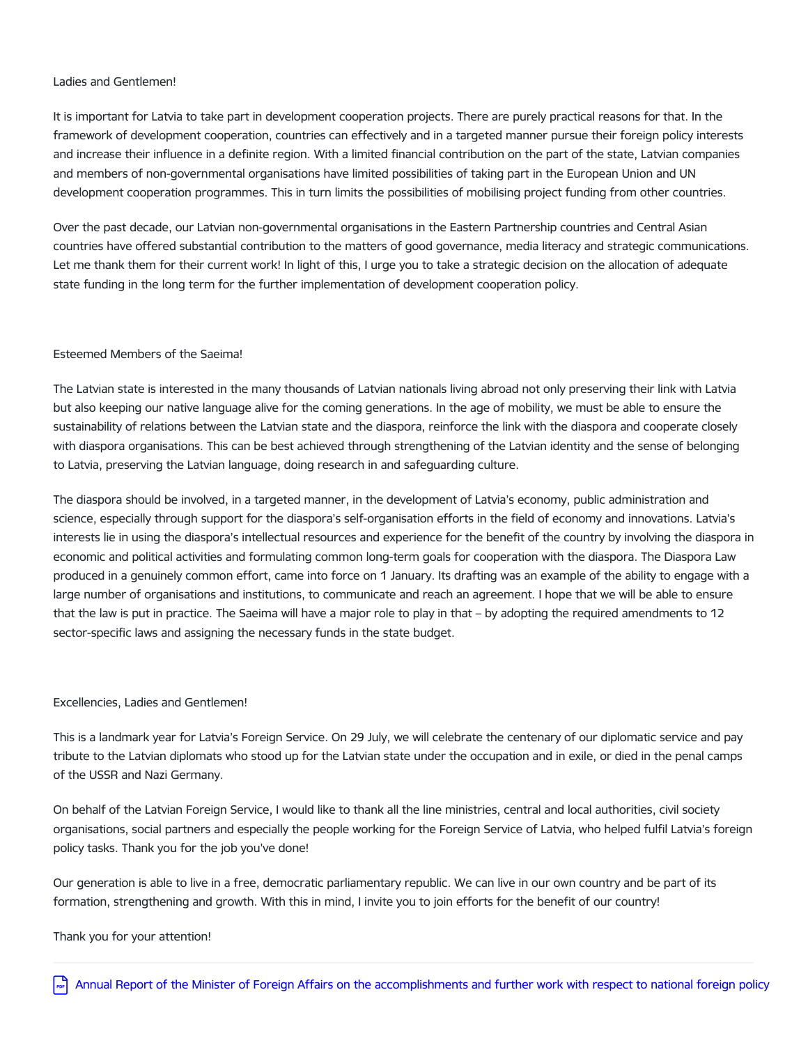Ladies and Gentlemen!

It is important for Latvia to take part in development cooperation projects. There are purely practical reasons for that. In the framework of development cooperation, countries can effectively and in a targeted manner pursue their foreign policy interests and increase their influence in a definite region. With a limited financial contribution on the part of the state, Latvian companies and members of non-governmental organisations have limited possibilities of taking part in the European Union and UN development cooperation programmes. This in turn limits the possibilities of mobilising project funding from other countries.

Over the past decade, our Latvian non-governmental organisations in the Eastern Partnership countries and Central Asian countries have offered substantial contribution to the matters of good governance, media literacy and strategic communications. Let me thank them for their current work! In light of this, I urge you to take a strategic decision on the allocation of adequate state funding in the long term for the further implementation of development cooperation policy.

Esteemed Members of the Saeima!

The Latvian state is interested in the many thousands of Latvian nationals living abroad not only preserving their link with Latvia but also keeping our native language alive for the coming generations. In the age of mobility, we must be able to ensure the sustainability of relations between the Latvian state and the diaspora, reinforce the link with the diaspora and cooperate closely with diaspora organisations. This can be best achieved through strengthening of the Latvian identity and the sense of belonging to Latvia, preserving the Latvian language, doing research in and safeguarding culture.

The diaspora should be involved, in a targeted manner, in the development of Latvia's economy, public administration and science, especially through support for the diaspora's self-organisation efforts in the field of economy and innovations. Latvia's interests lie in using the diaspora's intellectual resources and experience for the benefit of the country by involving the diaspora in economic and political activities and formulating common long-term goals for cooperation with the diaspora. The Diaspora Law produced in a genuinely common effort, came into force on 1 January. Its drafting was an example of the ability to engage with a large number of organisations and institutions, to communicate and reach an agreement. I hope that we will be able to ensure that the law is put in practice. The Saeima will have a major role to play in that – by adopting the required amendments to 12 sector-specific laws and assigning the necessary funds in the state budget.

Excellencies, Ladies and Gentlemen!

This is a landmark year for Latvia's Foreign Service. On 29 July, we will celebrate the centenary of our diplomatic service and pay tribute to the Latvian diplomats who stood up for the Latvian state under the occupation and in exile, or died in the penal camps of the USSR and Nazi Germany.

On behalf of the Latvian Foreign Service, I would like to thank all the line ministries, central and local authorities, civil society organisations, social partners and especially the people working for the Foreign Service of Latvia, who helped fulfil Latvia's foreign policy tasks. Thank you for the job you've done!

Our generation is able to live in a free, democratic parliamentary republic. We can live in our own country and be part of its formation, strengthening and growth. With this in mind, I invite you to join efforts for the benefit of our country!

Thank you for your attention!

---

Annual Report of the Minister of Foreign Affairs on the accomplishments and further work with respect to national foreign policy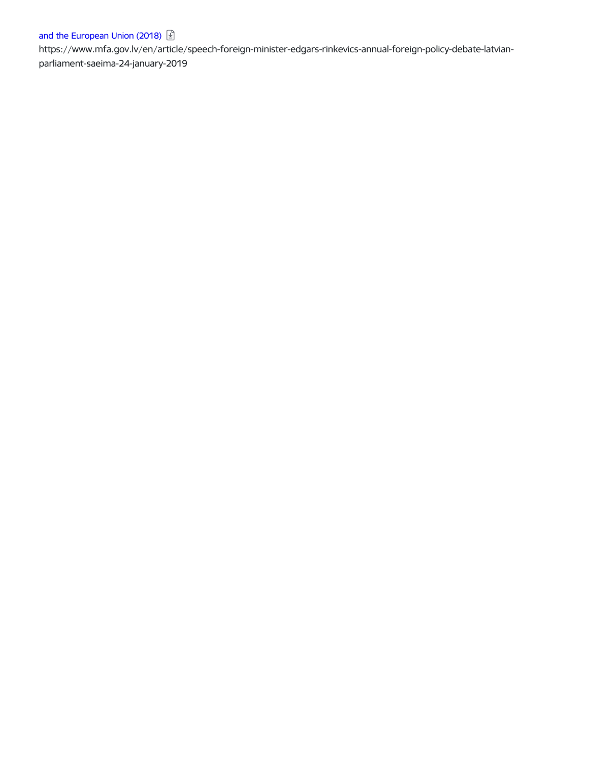and the European Union (2018)

https://www.mfa.gov.lv/en/article/speech-foreign-minister-edgars-rinkevics-annual-foreign-policy-debate-latvian-parliament-saeima-24-january-2019